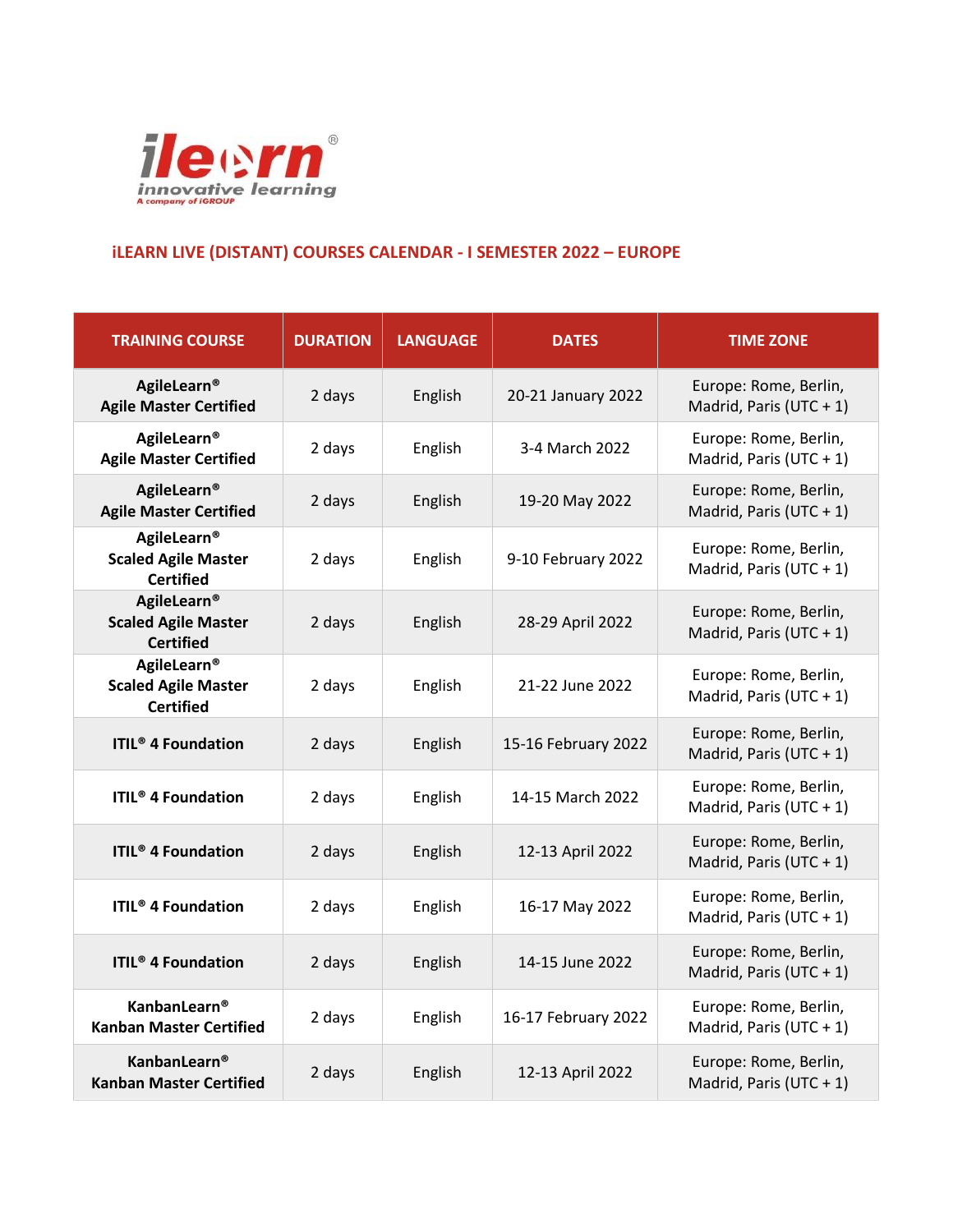ilearn®
innovative learning
A company of iGROUP

## iLEARN LIVE (DISTANT) COURSES CALENDAR - I SEMESTER 2022 – EUROPE

| TRAINING COURSE | DURATION | LANGUAGE | DATES | TIME ZONE |
|---|---|---|---|---|
| **AgileLearn® Agile Master Certified** | 2 days | English | 20-21 January 2022 | Europe: Rome, Berlin, Madrid, Paris (UTC + 1) |
| **AgileLearn® Agile Master Certified** | 2 days | English | 3-4 March 2022 | Europe: Rome, Berlin, Madrid, Paris (UTC + 1) |
| **AgileLearn® Agile Master Certified** | 2 days | English | 19-20 May 2022 | Europe: Rome, Berlin, Madrid, Paris (UTC + 1) |
| **AgileLearn® Scaled Agile Master Certified** | 2 days | English | 9-10 February 2022 | Europe: Rome, Berlin, Madrid, Paris (UTC + 1) |
| **AgileLearn® Scaled Agile Master Certified** | 2 days | English | 28-29 April 2022 | Europe: Rome, Berlin, Madrid, Paris (UTC + 1) |
| **AgileLearn® Scaled Agile Master Certified** | 2 days | English | 21-22 June 2022 | Europe: Rome, Berlin, Madrid, Paris (UTC + 1) |
| **ITIL® 4 Foundation** | 2 days | English | 15-16 February 2022 | Europe: Rome, Berlin, Madrid, Paris (UTC + 1) |
| **ITIL® 4 Foundation** | 2 days | English | 14-15 March 2022 | Europe: Rome, Berlin, Madrid, Paris (UTC + 1) |
| **ITIL® 4 Foundation** | 2 days | English | 12-13 April 2022 | Europe: Rome, Berlin, Madrid, Paris (UTC + 1) |
| **ITIL® 4 Foundation** | 2 days | English | 16-17 May 2022 | Europe: Rome, Berlin, Madrid, Paris (UTC + 1) |
| **ITIL® 4 Foundation** | 2 days | English | 14-15 June 2022 | Europe: Rome, Berlin, Madrid, Paris (UTC + 1) |
| **KanbanLearn® Kanban Master Certified** | 2 days | English | 16-17 February 2022 | Europe: Rome, Berlin, Madrid, Paris (UTC + 1) |
| **KanbanLearn® Kanban Master Certified** | 2 days | English | 12-13 April 2022 | Europe: Rome, Berlin, Madrid, Paris (UTC + 1) |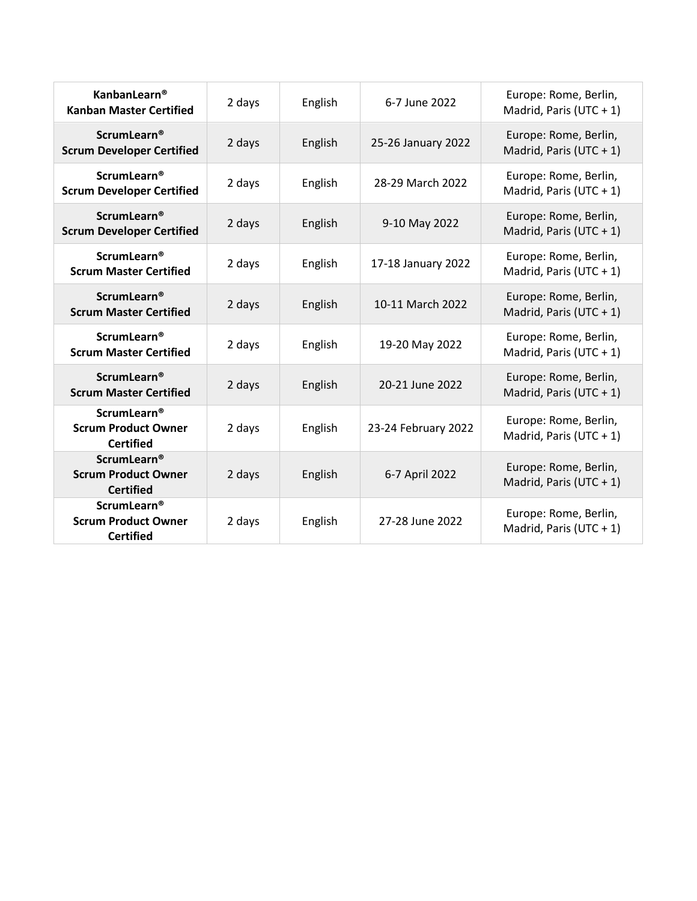| | | | | |
|---|---|---|---|---|
| **KanbanLearn® Kanban Master Certified** | 2 days | English | 6-7 June 2022 | Europe: Rome, Berlin, Madrid, Paris (UTC + 1) |
| **ScrumLearn® Scrum Developer Certified** | 2 days | English | 25-26 January 2022 | Europe: Rome, Berlin, Madrid, Paris (UTC + 1) |
| **ScrumLearn® Scrum Developer Certified** | 2 days | English | 28-29 March 2022 | Europe: Rome, Berlin, Madrid, Paris (UTC + 1) |
| **ScrumLearn® Scrum Developer Certified** | 2 days | English | 9-10 May 2022 | Europe: Rome, Berlin, Madrid, Paris (UTC + 1) |
| **ScrumLearn® Scrum Master Certified** | 2 days | English | 17-18 January 2022 | Europe: Rome, Berlin, Madrid, Paris (UTC + 1) |
| **ScrumLearn® Scrum Master Certified** | 2 days | English | 10-11 March 2022 | Europe: Rome, Berlin, Madrid, Paris (UTC + 1) |
| **ScrumLearn® Scrum Master Certified** | 2 days | English | 19-20 May 2022 | Europe: Rome, Berlin, Madrid, Paris (UTC + 1) |
| **ScrumLearn® Scrum Master Certified** | 2 days | English | 20-21 June 2022 | Europe: Rome, Berlin, Madrid, Paris (UTC + 1) |
| **ScrumLearn® Scrum Product Owner Certified** | 2 days | English | 23-24 February 2022 | Europe: Rome, Berlin, Madrid, Paris (UTC + 1) |
| **ScrumLearn® Scrum Product Owner Certified** | 2 days | English | 6-7 April 2022 | Europe: Rome, Berlin, Madrid, Paris (UTC + 1) |
| **ScrumLearn® Scrum Product Owner Certified** | 2 days | English | 27-28 June 2022 | Europe: Rome, Berlin, Madrid, Paris (UTC + 1) |